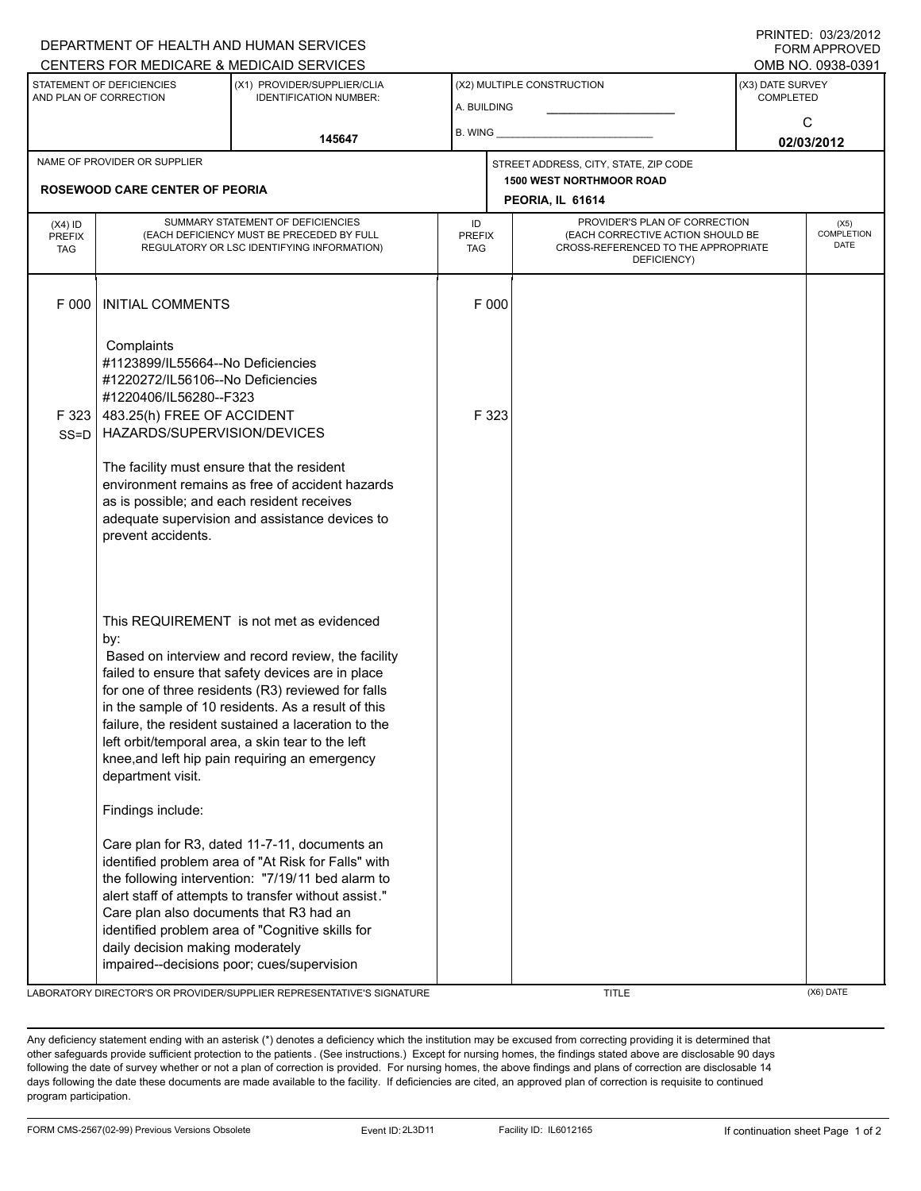DEPARTMENT OF HEALTH AND HUMAN SERVICES
CENTERS FOR MEDICARE & MEDICAID SERVICES

PRINTED: 03/23/2012
FORM APPROVED
OMB NO. 0938-0391

| STATEMENT OF DEFICIENCIES AND PLAN OF CORRECTION | (X1) PROVIDER/SUPPLIER/CLIA IDENTIFICATION NUMBER: | (X2) MULTIPLE CONSTRUCTION | (X3) DATE SURVEY COMPLETED |
|---|---|---|---|
| | 145647 | A. BUILDING ______ B. WING ______ | C 02/03/2012 |

| NAME OF PROVIDER OR SUPPLIER | STREET ADDRESS, CITY, STATE, ZIP CODE |
|---|---|
| ROSEWOOD CARE CENTER OF PEORIA | 1500 WEST NORTHMOOR ROAD PEORIA, IL 61614 |

| (X4) ID PREFIX TAG | SUMMARY STATEMENT OF DEFICIENCIES (EACH DEFICIENCY MUST BE PRECEDED BY FULL REGULATORY OR LSC IDENTIFYING INFORMATION) | ID PREFIX TAG | PROVIDER'S PLAN OF CORRECTION (EACH CORRECTIVE ACTION SHOULD BE CROSS-REFERENCED TO THE APPROPRIATE DEFICIENCY) | (X5) COMPLETION DATE |
|---|---|---|---|---|
| F 000 | INITIAL COMMENTS<br><br>Complaints<br>#1123899/IL55664--No Deficiencies<br>#1220272/IL56106--No Deficiencies<br>#1220406/IL56280--F323 | F 000 | | |
| F 323 SS=D | 483.25(h) FREE OF ACCIDENT HAZARDS/SUPERVISION/DEVICES<br><br>The facility must ensure that the resident environment remains as free of accident hazards as is possible; and each resident receives adequate supervision and assistance devices to prevent accidents.<br><br>This REQUIREMENT is not met as evidenced by:<br>Based on interview and record review, the facility failed to ensure that safety devices are in place for one of three residents (R3) reviewed for falls in the sample of 10 residents. As a result of this failure, the resident sustained a laceration to the left orbit/temporal area, a skin tear to the left knee,and left hip pain requiring an emergency department visit.<br><br>Findings include:<br><br>Care plan for R3, dated 11-7-11, documents an identified problem area of "At Risk for Falls" with the following intervention: "7/19/11 bed alarm to alert staff of attempts to transfer without assist." Care plan also documents that R3 had an identified problem area of "Cognitive skills for daily decision making moderately impaired--decisions poor; cues/supervision | F 323 | | |

LABORATORY DIRECTOR'S OR PROVIDER/SUPPLIER REPRESENTATIVE'S SIGNATURE | TITLE | (X6) DATE

Any deficiency statement ending with an asterisk (*) denotes a deficiency which the institution may be excused from correcting providing it is determined that other safeguards provide sufficient protection to the patients . (See instructions.) Except for nursing homes, the findings stated above are disclosable 90 days following the date of survey whether or not a plan of correction is provided. For nursing homes, the above findings and plans of correction are disclosable 14 days following the date these documents are made available to the facility. If deficiencies are cited, an approved plan of correction is requisite to continued program participation.

FORM CMS-2567(02-99) Previous Versions Obsolete | Event ID: 2L3D11 | Facility ID: IL6012165 | If continuation sheet Page 1 of 2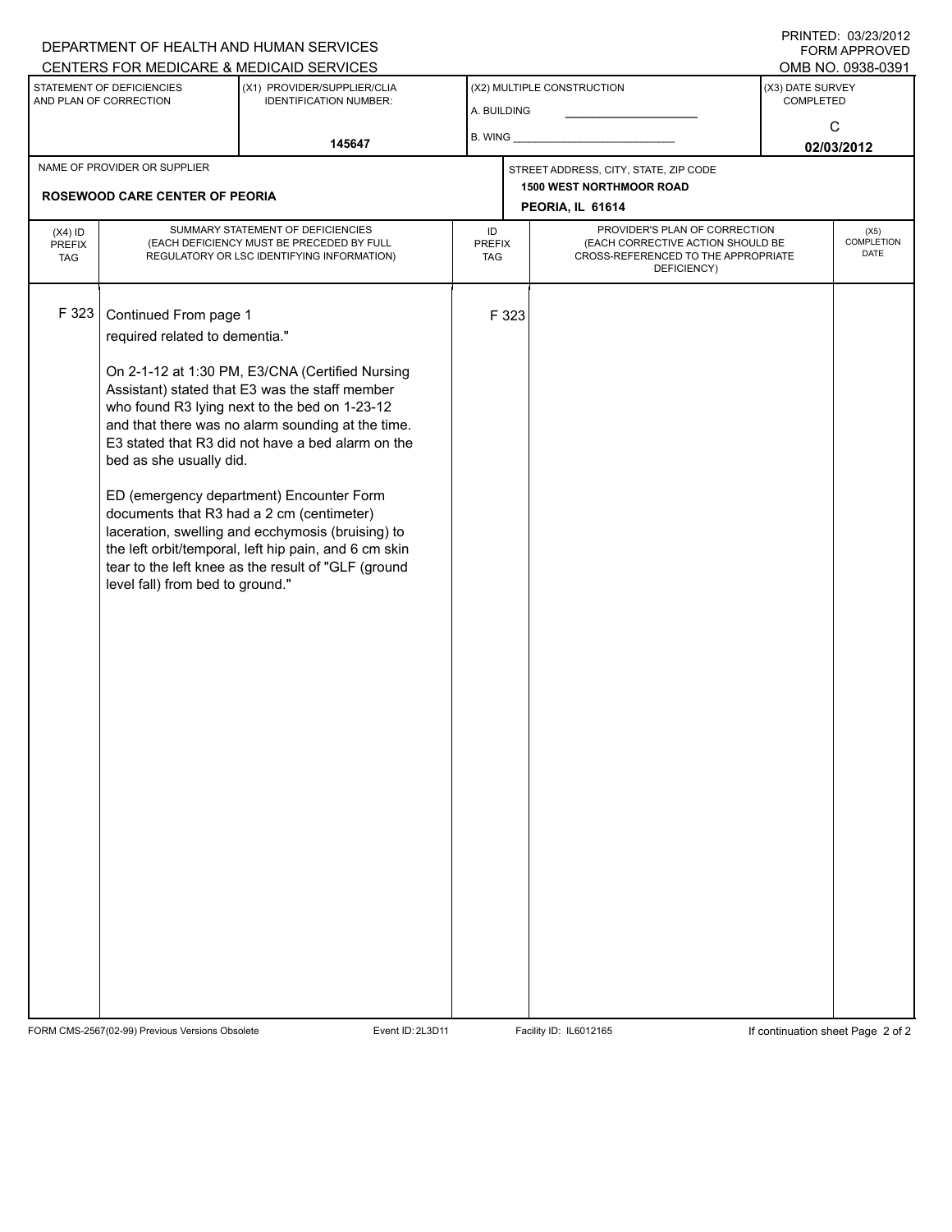DEPARTMENT OF HEALTH AND HUMAN SERVICES
CENTERS FOR MEDICARE & MEDICAID SERVICES

PRINTED: 03/23/2012
FORM APPROVED
OMB NO. 0938-0391

| STATEMENT OF DEFICIENCIES AND PLAN OF CORRECTION | (X1) PROVIDER/SUPPLIER/CLIA IDENTIFICATION NUMBER: | (X2) MULTIPLE CONSTRUCTION | (X3) DATE SURVEY COMPLETED |
|---|---|---|---|
| | 145647 | A. BUILDING ___ B. WING ___ | C 02/03/2012 |

| NAME OF PROVIDER OR SUPPLIER | STREET ADDRESS, CITY, STATE, ZIP CODE |
|---|---|
| ROSEWOOD CARE CENTER OF PEORIA | 1500 WEST NORTHMOOR ROAD PEORIA, IL 61614 |

| (X4) ID PREFIX TAG | SUMMARY STATEMENT OF DEFICIENCIES (EACH DEFICIENCY MUST BE PRECEDED BY FULL REGULATORY OR LSC IDENTIFYING INFORMATION) | ID PREFIX TAG | PROVIDER'S PLAN OF CORRECTION (EACH CORRECTIVE ACTION SHOULD BE CROSS-REFERENCED TO THE APPROPRIATE DEFICIENCY) | (X5) COMPLETION DATE |
|---|---|---|---|---|
| F 323 | Continued From page 1<br>required related to dementia."<br><br>On 2-1-12 at 1:30 PM, E3/CNA (Certified Nursing Assistant) stated that E3 was the staff member who found R3 lying next to the bed on 1-23-12 and that there was no alarm sounding at the time. E3 stated that R3 did not have a bed alarm on the bed as she usually did.<br><br>ED (emergency department) Encounter Form documents that R3 had a 2 cm (centimeter) laceration, swelling and ecchymosis (bruising) to the left orbit/temporal, left hip pain, and 6 cm skin tear to the left knee as the result of "GLF (ground level fall) from bed to ground." | F 323 | | |

FORM CMS-2567(02-99) Previous Versions Obsolete Event ID: 2L3D11 Facility ID: IL6012165